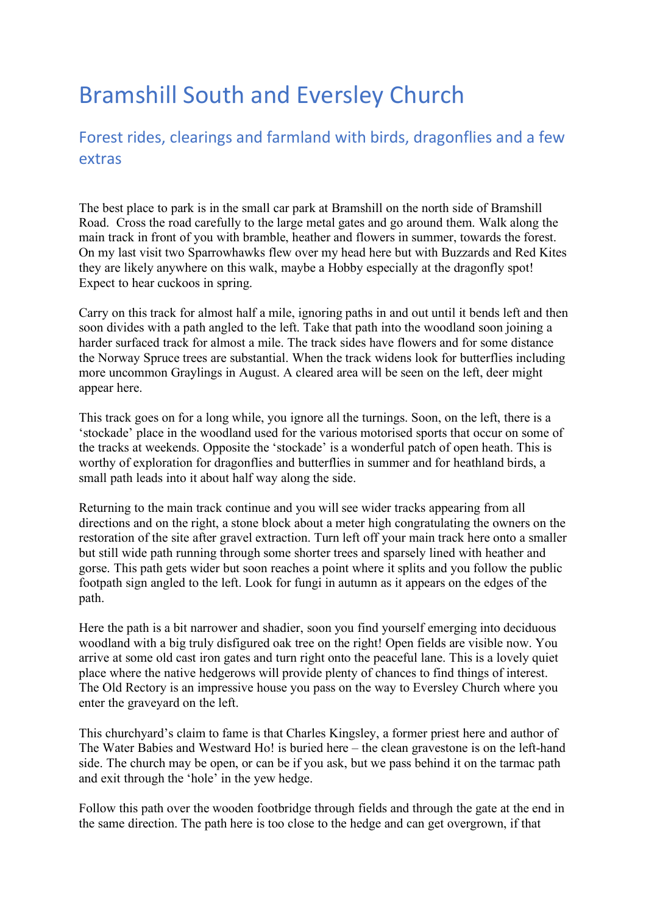# Bramshill South and Eversley Church

## Forest rides, clearings and farmland with birds, dragonflies and a few extras

The best place to park is in the small car park at Bramshill on the north side of Bramshill Road. Cross the road carefully to the large metal gates and go around them. Walk along the main track in front of you with bramble, heather and flowers in summer, towards the forest. On my last visit two Sparrowhawks flew over my head here but with Buzzards and Red Kites they are likely anywhere on this walk, maybe a Hobby especially at the dragonfly spot! Expect to hear cuckoos in spring.

Carry on this track for almost half a mile, ignoring paths in and out until it bends left and then soon divides with a path angled to the left. Take that path into the woodland soon joining a harder surfaced track for almost a mile. The track sides have flowers and for some distance the Norway Spruce trees are substantial. When the track widens look for butterflies including more uncommon Graylings in August. A cleared area will be seen on the left, deer might appear here.

This track goes on for a long while, you ignore all the turnings. Soon, on the left, there is a 'stockade' place in the woodland used for the various motorised sports that occur on some of the tracks at weekends. Opposite the 'stockade' is a wonderful patch of open heath. This is worthy of exploration for dragonflies and butterflies in summer and for heathland birds, a small path leads into it about half way along the side.

Returning to the main track continue and you will see wider tracks appearing from all directions and on the right, a stone block about a meter high congratulating the owners on the restoration of the site after gravel extraction. Turn left off your main track here onto a smaller but still wide path running through some shorter trees and sparsely lined with heather and gorse. This path gets wider but soon reaches a point where it splits and you follow the public footpath sign angled to the left. Look for fungi in autumn as it appears on the edges of the path.

Here the path is a bit narrower and shadier, soon you find yourself emerging into deciduous woodland with a big truly disfigured oak tree on the right! Open fields are visible now. You arrive at some old cast iron gates and turn right onto the peaceful lane. This is a lovely quiet place where the native hedgerows will provide plenty of chances to find things of interest. The Old Rectory is an impressive house you pass on the way to Eversley Church where you enter the graveyard on the left.

This churchyard's claim to fame is that Charles Kingsley, a former priest here and author of The Water Babies and Westward Ho! is buried here – the clean gravestone is on the left-hand side. The church may be open, or can be if you ask, but we pass behind it on the tarmac path and exit through the 'hole' in the yew hedge.

Follow this path over the wooden footbridge through fields and through the gate at the end in the same direction. The path here is too close to the hedge and can get overgrown, if that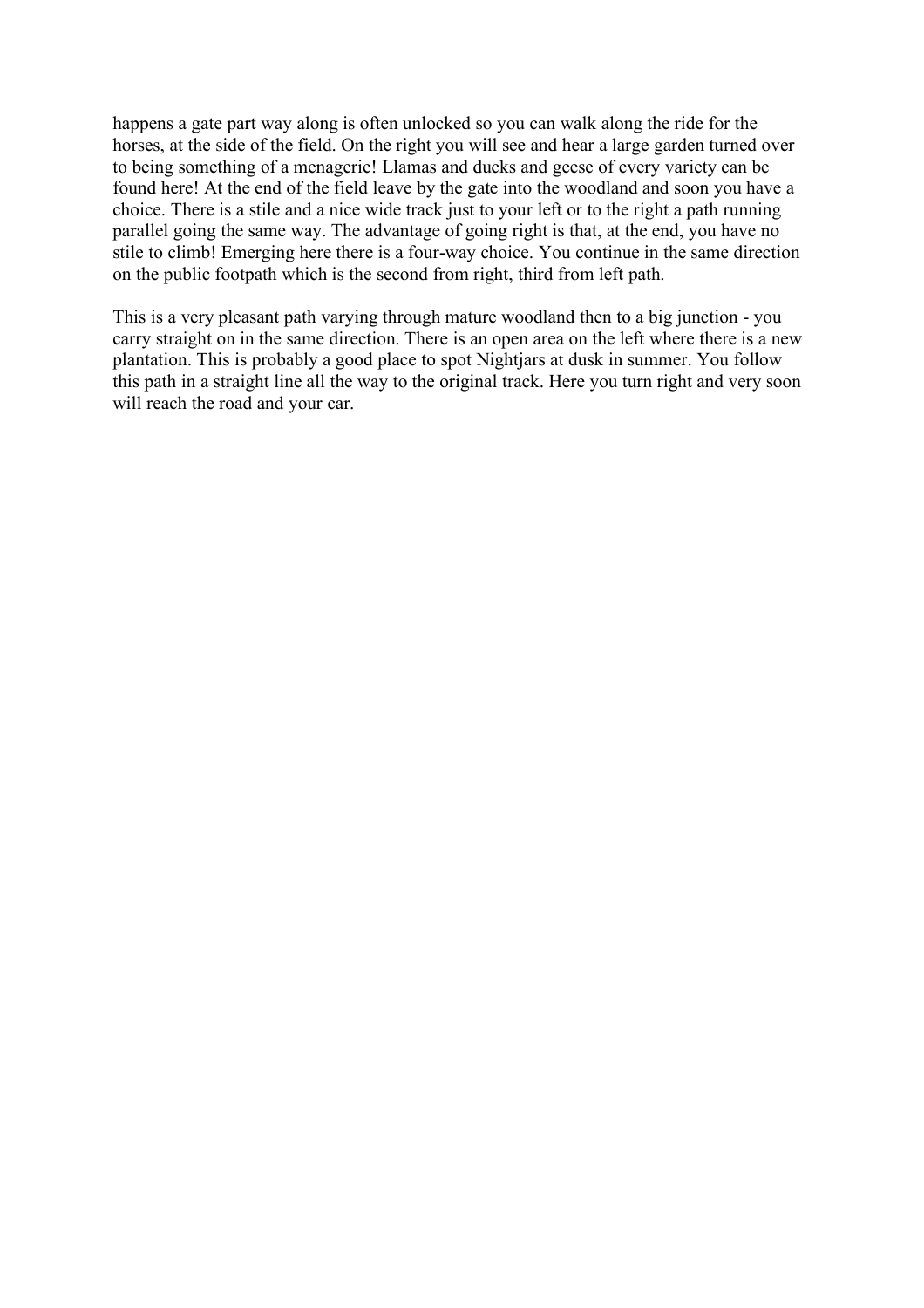happens a gate part way along is often unlocked so you can walk along the ride for the horses, at the side of the field. On the right you will see and hear a large garden turned over to being something of a menagerie! Llamas and ducks and geese of every variety can be found here! At the end of the field leave by the gate into the woodland and soon you have a choice. There is a stile and a nice wide track just to your left or to the right a path running parallel going the same way. The advantage of going right is that, at the end, you have no stile to climb! Emerging here there is a four-way choice. You continue in the same direction on the public footpath which is the second from right, third from left path.

This is a very pleasant path varying through mature woodland then to a big junction - you carry straight on in the same direction. There is an open area on the left where there is a new plantation. This is probably a good place to spot Nightjars at dusk in summer. You follow this path in a straight line all the way to the original track. Here you turn right and very soon will reach the road and your car.